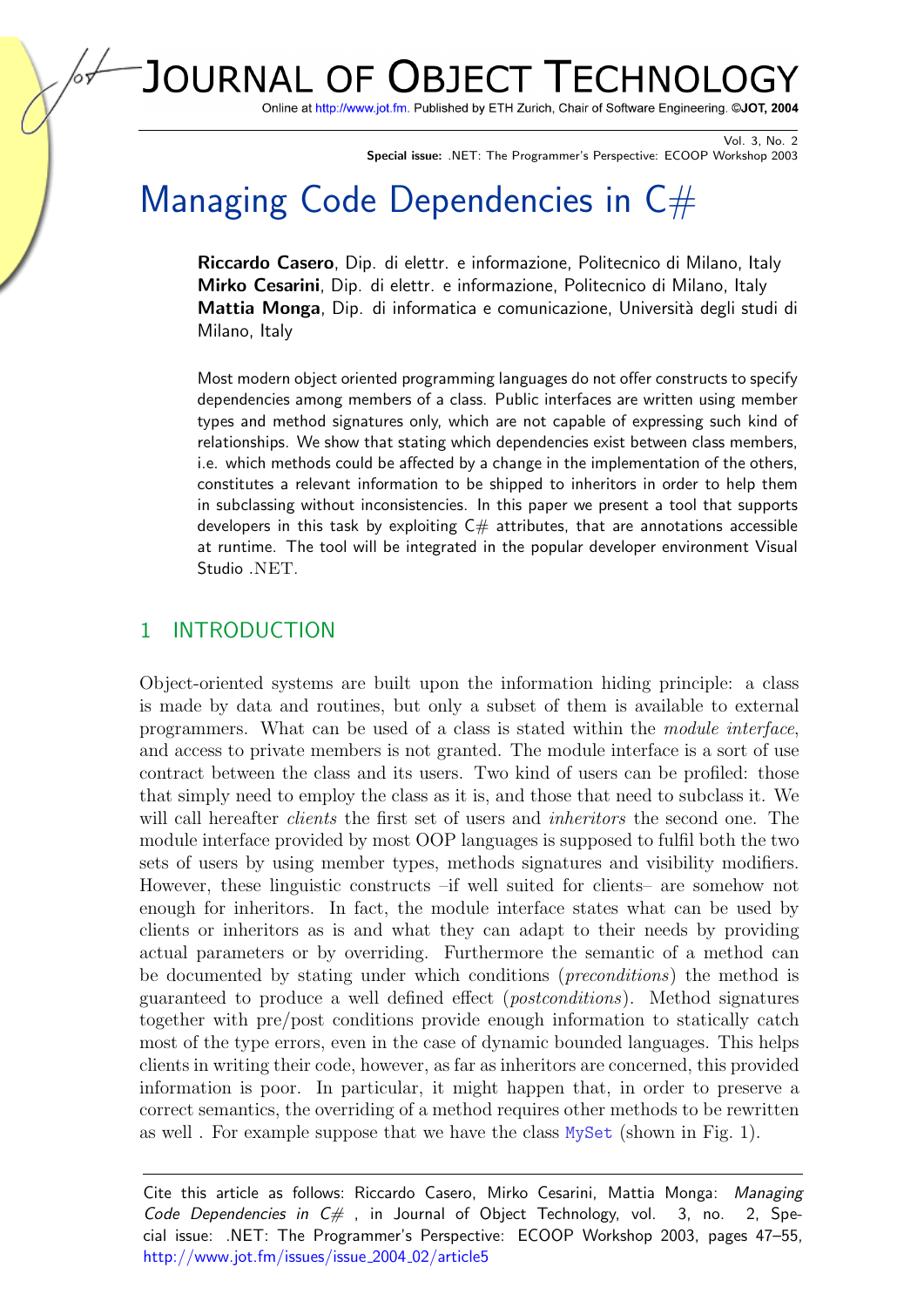# Managing Code Dependencies in C#

**Riccardo Casero**, Dip. di elettr. e informazione, Politecnico di Milano, Italy
**Mirko Cesarini**, Dip. di elettr. e informazione, Politecnico di Milano, Italy
**Mattia Monga**, Dip. di informatica e comunicazione, Università degli studi di Milano, Italy

Most modern object oriented programming languages do not offer constructs to specify dependencies among members of a class. Public interfaces are written using member types and method signatures only, which are not capable of expressing such kind of relationships. We show that stating which dependencies exist between class members, i.e. which methods could be affected by a change in the implementation of the others, constitutes a relevant information to be shipped to inheritors in order to help them in subclassing without inconsistencies. In this paper we present a tool that supports developers in this task by exploiting C# attributes, that are annotations accessible at runtime. The tool will be integrated in the popular developer environment Visual Studio .NET.

## 1 INTRODUCTION

Object-oriented systems are built upon the information hiding principle: a class is made by data and routines, but only a subset of them is available to external programmers. What can be used of a class is stated within the *module interface*, and access to private members is not granted. The module interface is a sort of use contract between the class and its users. Two kind of users can be profiled: those that simply need to employ the class as it is, and those that need to subclass it. We will call hereafter *clients* the first set of users and *inheritors* the second one. The module interface provided by most OOP languages is supposed to fulfil both the two sets of users by using member types, methods signatures and visibility modifiers. However, these linguistic constructs –if well suited for clients– are somehow not enough for inheritors. In fact, the module interface states what can be used by clients or inheritors as is and what they can adapt to their needs by providing actual parameters or by overriding. Furthermore the semantic of a method can be documented by stating under which conditions (*preconditions*) the method is guaranteed to produce a well defined effect (*postconditions*). Method signatures together with pre/post conditions provide enough information to statically catch most of the type errors, even in the case of dynamic bounded languages. This helps clients in writing their code, however, as far as inheritors are concerned, this provided information is poor. In particular, it might happen that, in order to preserve a correct semantics, the overriding of a method requires other methods to be rewritten as well . For example suppose that we have the class MySet (shown in Fig. 1).

Cite this article as follows: Riccardo Casero, Mirko Cesarini, Mattia Monga: *Managing Code Dependencies in C#* , in Journal of Object Technology, vol. 3, no. 2, Special issue: .NET: The Programmer's Perspective: ECOOP Workshop 2003, pages 47–55, http://www.jot.fm/issues/issue_2004_02/article5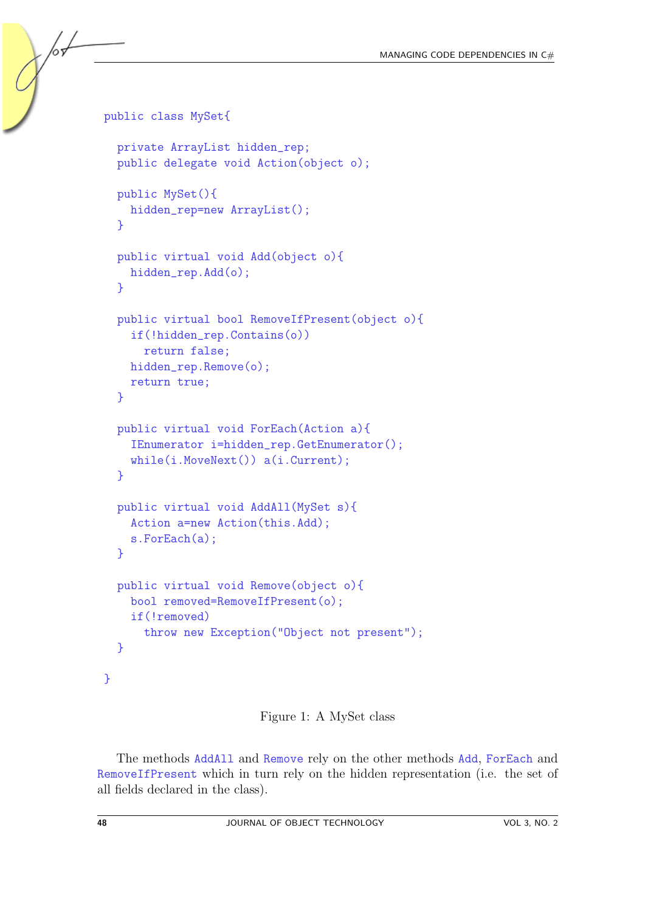```
public class MySet{

  private ArrayList hidden_rep;
  public delegate void Action(object o);

  public MySet(){
    hidden_rep=new ArrayList();
  }

  public virtual void Add(object o){
    hidden_rep.Add(o);
  }

  public virtual bool RemoveIfPresent(object o){
    if(!hidden_rep.Contains(o))
      return false;
    hidden_rep.Remove(o);
    return true;
  }

  public virtual void ForEach(Action a){
    IEnumerator i=hidden_rep.GetEnumerator();
    while(i.MoveNext()) a(i.Current);
  }

  public virtual void AddAll(MySet s){
    Action a=new Action(this.Add);
    s.ForEach(a);
  }

  public virtual void Remove(object o){
    bool removed=RemoveIfPresent(o);
    if(!removed)
      throw new Exception("Object not present");
  }

}
```

Figure 1: A MySet class

The methods `AddAll` and `Remove` rely on the other methods `Add`, `ForEach` and `RemoveIfPresent` which in turn rely on the hidden representation (i.e. the set of all fields declared in the class).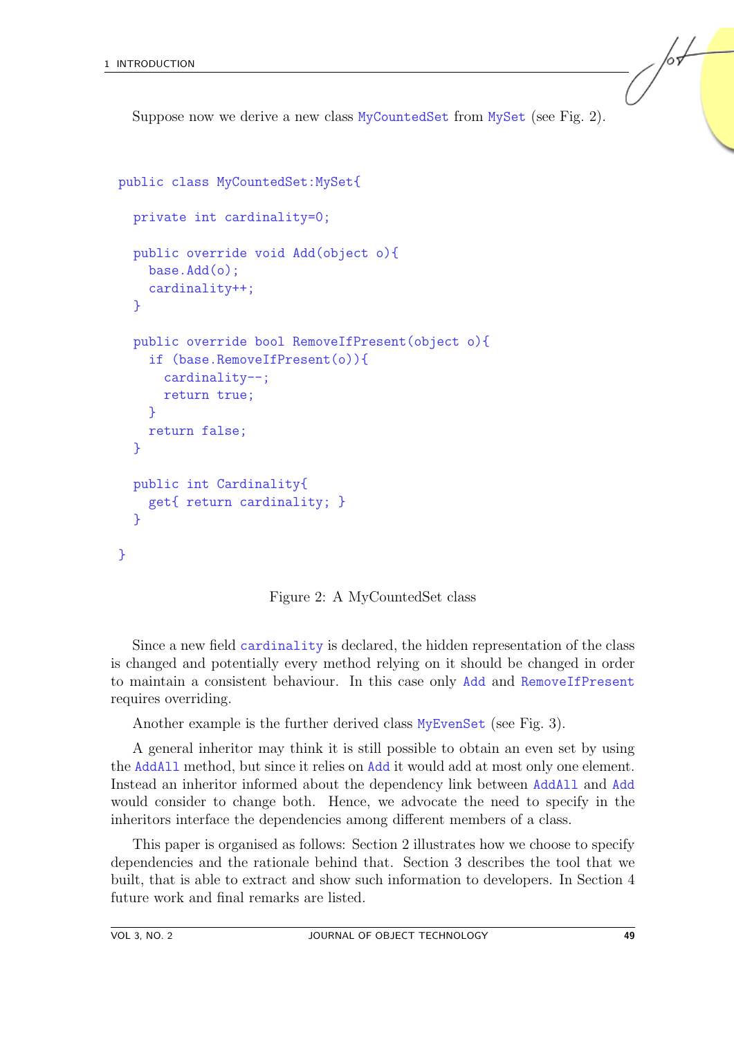Suppose now we derive a new class MyCountedSet from MySet (see Fig. 2).

```
public class MyCountedSet:MySet{

  private int cardinality=0;

  public override void Add(object o){
    base.Add(o);
    cardinality++;
  }

  public override bool RemoveIfPresent(object o){
    if (base.RemoveIfPresent(o)){
      cardinality--;
      return true;
    }
    return false;
  }

  public int Cardinality{
    get{ return cardinality; }
  }

}
```

Figure 2: A MyCountedSet class

Since a new field cardinality is declared, the hidden representation of the class is changed and potentially every method relying on it should be changed in order to maintain a consistent behaviour. In this case only Add and RemoveIfPresent requires overriding.

Another example is the further derived class MyEvenSet (see Fig. 3).

A general inheritor may think it is still possible to obtain an even set by using the AddAll method, but since it relies on Add it would add at most only one element. Instead an inheritor informed about the dependency link between AddAll and Add would consider to change both. Hence, we advocate the need to specify in the inheritors interface the dependencies among different members of a class.

This paper is organised as follows: Section 2 illustrates how we choose to specify dependencies and the rationale behind that. Section 3 describes the tool that we built, that is able to extract and show such information to developers. In Section 4 future work and final remarks are listed.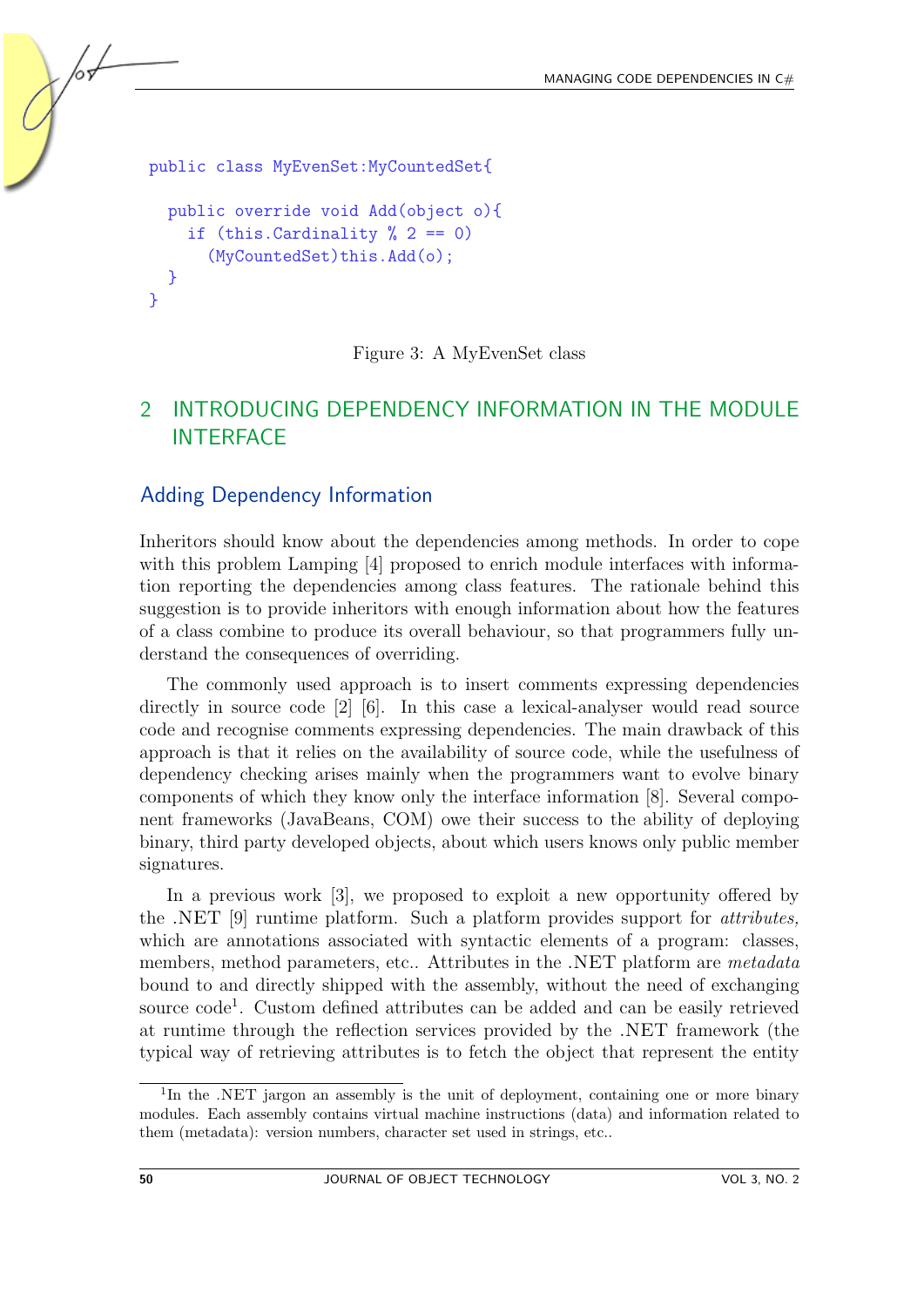```
public class MyEvenSet:MyCountedSet{

  public override void Add(object o){
    if (this.Cardinality % 2 == 0)
      (MyCountedSet)this.Add(o);
  }
}
```

Figure 3: A MyEvenSet class

## 2 INTRODUCING DEPENDENCY INFORMATION IN THE MODULE INTERFACE

### Adding Dependency Information

Inheritors should know about the dependencies among methods. In order to cope with this problem Lamping [4] proposed to enrich module interfaces with information reporting the dependencies among class features. The rationale behind this suggestion is to provide inheritors with enough information about how the features of a class combine to produce its overall behaviour, so that programmers fully understand the consequences of overriding.

The commonly used approach is to insert comments expressing dependencies directly in source code [2] [6]. In this case a lexical-analyser would read source code and recognise comments expressing dependencies. The main drawback of this approach is that it relies on the availability of source code, while the usefulness of dependency checking arises mainly when the programmers want to evolve binary components of which they know only the interface information [8]. Several component frameworks (JavaBeans, COM) owe their success to the ability of deploying binary, third party developed objects, about which users knows only public member signatures.

In a previous work [3], we proposed to exploit a new opportunity offered by the .NET [9] runtime platform. Such a platform provides support for *attributes,* which are annotations associated with syntactic elements of a program: classes, members, method parameters, etc.. Attributes in the .NET platform are *metadata* bound to and directly shipped with the assembly, without the need of exchanging source code[1]. Custom defined attributes can be added and can be easily retrieved at runtime through the reflection services provided by the .NET framework (the typical way of retrieving attributes is to fetch the object that represent the entity

[1] In the .NET jargon an assembly is the unit of deployment, containing one or more binary modules. Each assembly contains virtual machine instructions (data) and information related to them (metadata): version numbers, character set used in strings, etc..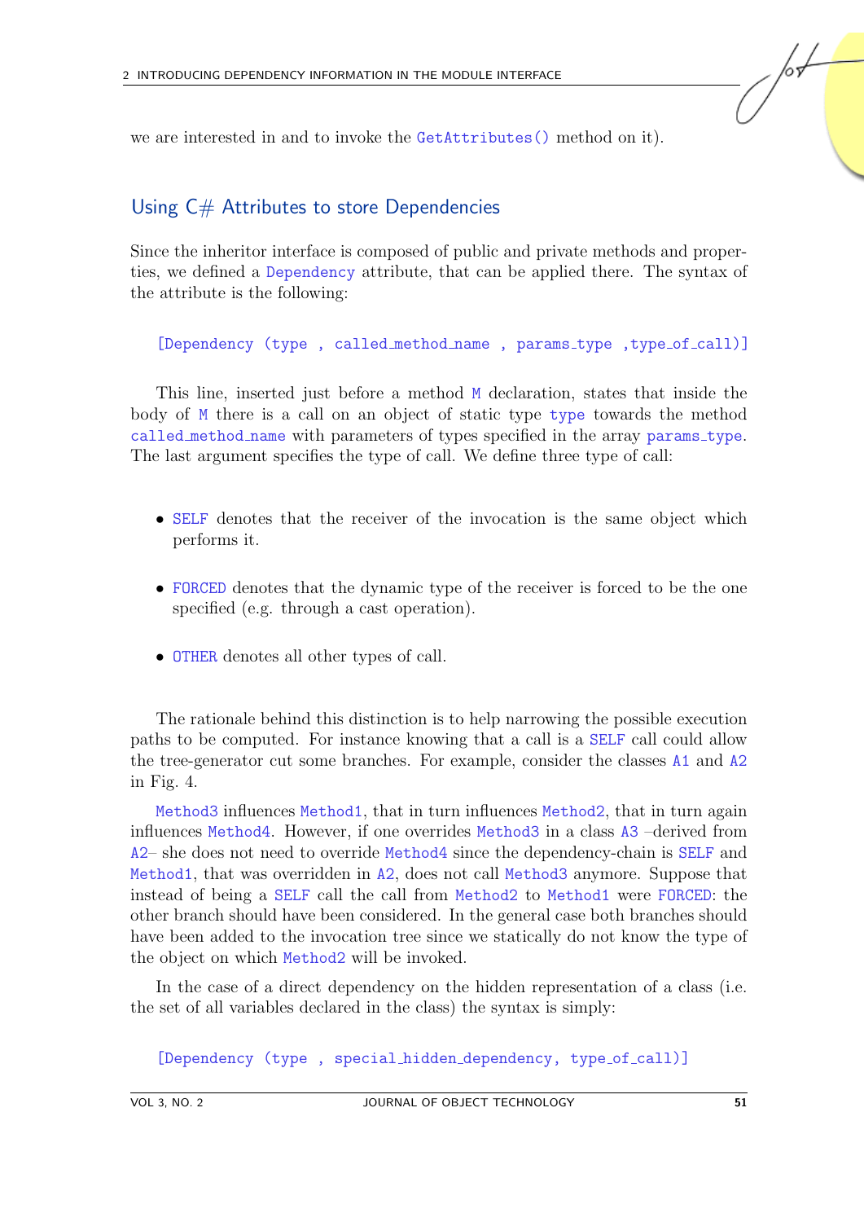we are interested in and to invoke the `GetAttributes()` method on it).

## Using C# Attributes to store Dependencies

Since the inheritor interface is composed of public and private methods and properties, we defined a `Dependency` attribute, that can be applied there. The syntax of the attribute is the following:

```
[Dependency (type , called_method_name , params_type ,type_of_call)]
```

This line, inserted just before a method `M` declaration, states that inside the body of `M` there is a call on an object of static type `type` towards the method `called_method_name` with parameters of types specified in the array `params_type`. The last argument specifies the type of call. We define three type of call:

- `SELF` denotes that the receiver of the invocation is the same object which performs it.
- `FORCED` denotes that the dynamic type of the receiver is forced to be the one specified (e.g. through a cast operation).
- `OTHER` denotes all other types of call.

The rationale behind this distinction is to help narrowing the possible execution paths to be computed. For instance knowing that a call is a `SELF` call could allow the tree-generator cut some branches. For example, consider the classes `A1` and `A2` in Fig. 4.

`Method3` influences `Method1`, that in turn influences `Method2`, that in turn again influences `Method4`. However, if one overrides `Method3` in a class `A3` –derived from `A2`– she does not need to override `Method4` since the dependency-chain is `SELF` and `Method1`, that was overridden in `A2`, does not call `Method3` anymore. Suppose that instead of being a `SELF` call the call from `Method2` to `Method1` were `FORCED`: the other branch should have been considered. In the general case both branches should have been added to the invocation tree since we statically do not know the type of the object on which `Method2` will be invoked.

In the case of a direct dependency on the hidden representation of a class (i.e. the set of all variables declared in the class) the syntax is simply:

```
[Dependency (type , special_hidden_dependency, type_of_call)]
```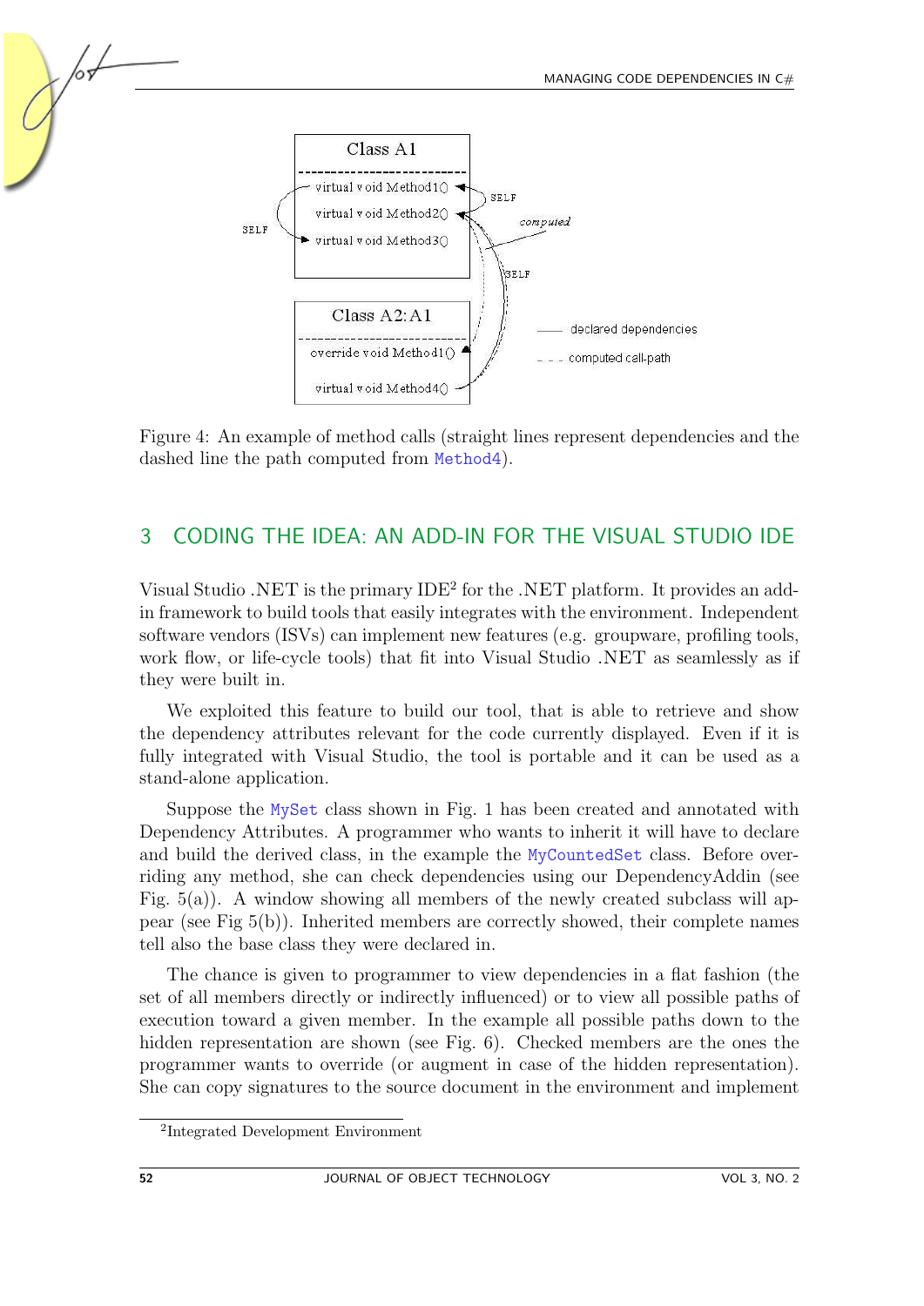Figure 4: An example of method calls (straight lines represent dependencies and the dashed line the path computed from Method4).

## 3 CODING THE IDEA: AN ADD-IN FOR THE VISUAL STUDIO IDE

Visual Studio .NET is the primary IDE[2] for the .NET platform. It provides an add-in framework to build tools that easily integrates with the environment. Independent software vendors (ISVs) can implement new features (e.g. groupware, profiling tools, work flow, or life-cycle tools) that fit into Visual Studio .NET as seamlessly as if they were built in.

We exploited this feature to build our tool, that is able to retrieve and show the dependency attributes relevant for the code currently displayed. Even if it is fully integrated with Visual Studio, the tool is portable and it can be used as a stand-alone application.

Suppose the MySet class shown in Fig. 1 has been created and annotated with Dependency Attributes. A programmer who wants to inherit it will have to declare and build the derived class, in the example the MyCountedSet class. Before overriding any method, she can check dependencies using our DependencyAddin (see Fig. 5(a)). A window showing all members of the newly created subclass will appear (see Fig 5(b)). Inherited members are correctly showed, their complete names tell also the base class they were declared in.

The chance is given to programmer to view dependencies in a flat fashion (the set of all members directly or indirectly influenced) or to view all possible paths of execution toward a given member. In the example all possible paths down to the hidden representation are shown (see Fig. 6). Checked members are the ones the programmer wants to override (or augment in case of the hidden representation). She can copy signatures to the source document in the environment and implement

[2]Integrated Development Environment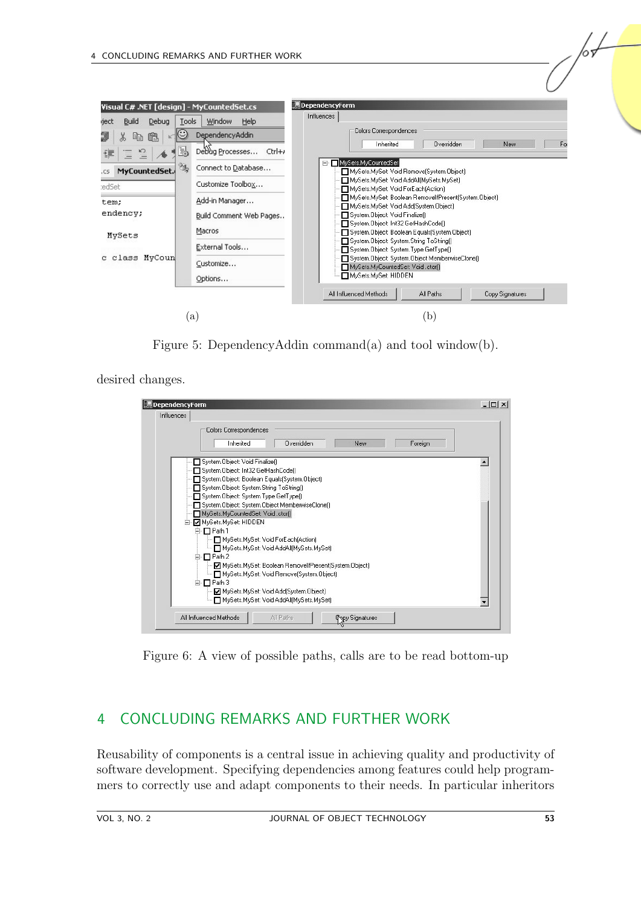Figure 5: DependencyAddin command(a) and tool window(b).

desired changes.

Figure 6: A view of possible paths, calls are to be read bottom-up

## 4 CONCLUDING REMARKS AND FURTHER WORK

Reusability of components is a central issue in achieving quality and productivity of software development. Specifying dependencies among features could help programmers to correctly use and adapt components to their needs. In particular inheritors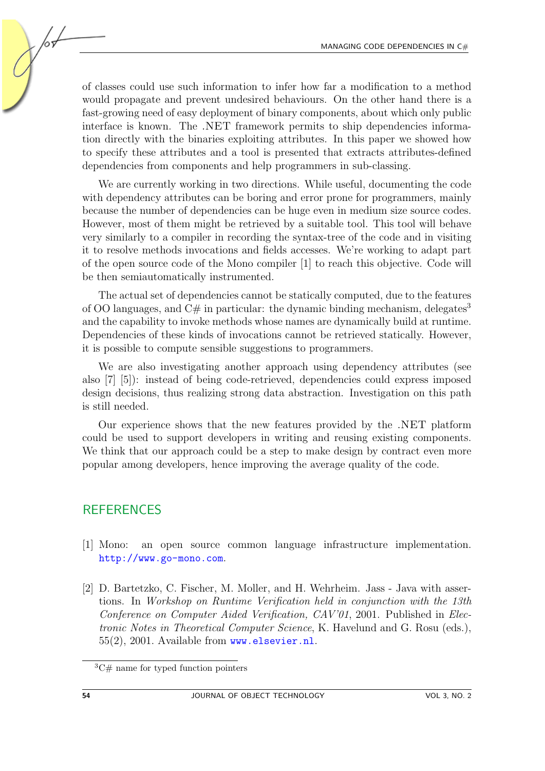of classes could use such information to infer how far a modification to a method would propagate and prevent undesired behaviours. On the other hand there is a fast-growing need of easy deployment of binary components, about which only public interface is known. The .NET framework permits to ship dependencies information directly with the binaries exploiting attributes. In this paper we showed how to specify these attributes and a tool is presented that extracts attributes-defined dependencies from components and help programmers in sub-classing.

We are currently working in two directions. While useful, documenting the code with dependency attributes can be boring and error prone for programmers, mainly because the number of dependencies can be huge even in medium size source codes. However, most of them might be retrieved by a suitable tool. This tool will behave very similarly to a compiler in recording the syntax-tree of the code and in visiting it to resolve methods invocations and fields accesses. We're working to adapt part of the open source code of the Mono compiler [1] to reach this objective. Code will be then semiautomatically instrumented.

The actual set of dependencies cannot be statically computed, due to the features of OO languages, and C# in particular: the dynamic binding mechanism, delegates[3] and the capability to invoke methods whose names are dynamically build at runtime. Dependencies of these kinds of invocations cannot be retrieved statically. However, it is possible to compute sensible suggestions to programmers.

We are also investigating another approach using dependency attributes (see also [7] [5]): instead of being code-retrieved, dependencies could express imposed design decisions, thus realizing strong data abstraction. Investigation on this path is still needed.

Our experience shows that the new features provided by the .NET platform could be used to support developers in writing and reusing existing components. We think that our approach could be a step to make design by contract even more popular among developers, hence improving the average quality of the code.

## REFERENCES

[1] Mono: an open source common language infrastructure implementation. http://www.go-mono.com.

[2] D. Bartetzko, C. Fischer, M. Moller, and H. Wehrheim. Jass - Java with assertions. In *Workshop on Runtime Verification held in conjunction with the 13th Conference on Computer Aided Verification, CAV'01*, 2001. Published in *Electronic Notes in Theoretical Computer Science*, K. Havelund and G. Rosu (eds.), 55(2), 2001. Available from www.elsevier.nl.

[3] C# name for typed function pointers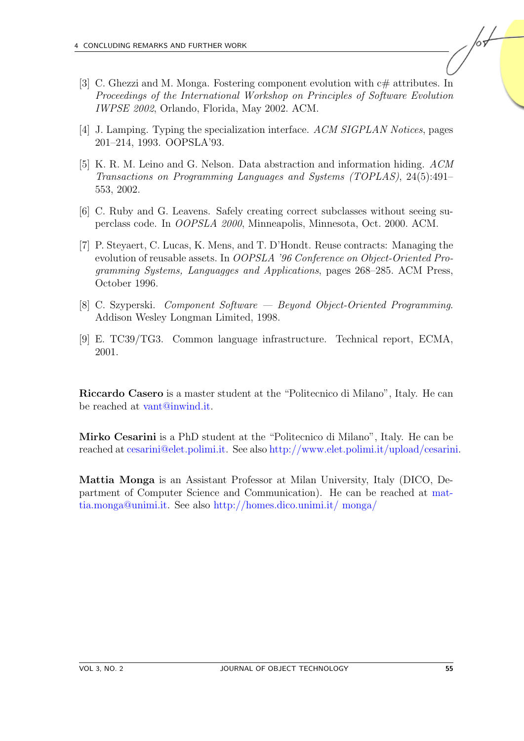[3] C. Ghezzi and M. Monga. Fostering component evolution with c# attributes. In *Proceedings of the International Workshop on Principles of Software Evolution IWPSE 2002*, Orlando, Florida, May 2002. ACM.

[4] J. Lamping. Typing the specialization interface. *ACM SIGPLAN Notices*, pages 201–214, 1993. OOPSLA'93.

[5] K. R. M. Leino and G. Nelson. Data abstraction and information hiding. *ACM Transactions on Programming Languages and Systems (TOPLAS)*, 24(5):491–553, 2002.

[6] C. Ruby and G. Leavens. Safely creating correct subclasses without seeing superclass code. In *OOPSLA 2000*, Minneapolis, Minnesota, Oct. 2000. ACM.

[7] P. Steyaert, C. Lucas, K. Mens, and T. D'Hondt. Reuse contracts: Managing the evolution of reusable assets. In *OOPSLA '96 Conference on Object-Oriented Programming Systems, Languagges and Applications*, pages 268–285. ACM Press, October 1996.

[8] C. Szyperski. *Component Software — Beyond Object-Oriented Programming*. Addison Wesley Longman Limited, 1998.

[9] E. TC39/TG3. Common language infrastructure. Technical report, ECMA, 2001.

**Riccardo Casero** is a master student at the "Politecnico di Milano", Italy. He can be reached at vant@inwind.it.

**Mirko Cesarini** is a PhD student at the "Politecnico di Milano", Italy. He can be reached at cesarini@elet.polimi.it. See also http://www.elet.polimi.it/upload/cesarini.

**Mattia Monga** is an Assistant Professor at Milan University, Italy (DICO, Department of Computer Science and Communication). He can be reached at mattia.monga@unimi.it. See also http://homes.dico.unimi.it/ monga/